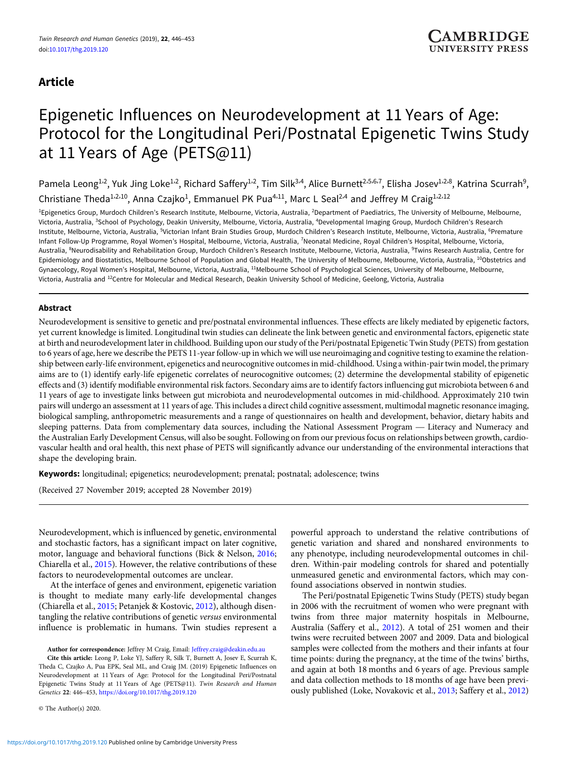Article

# Epigenetic Influences on Neurodevelopment at 11 Years of Age: Protocol for the Longitudinal Peri/Postnatal Epigenetic Twins Study at 11 Years of Age (PETS@11)

Pamela Leong[1,2], Yuk Jing Loke[1,2], Richard Saffery[1,2], Tim Silk[3,4], Alice Burnett[2,5,6,7], Elisha Josev[1,2,8], Katrina Scurrah[9], Christiane Theda[1,2,10], Anna Czajko[1], Emmanuel PK Pua[4,11], Marc L Seal[2,4] and Jeffrey M Craig[1,2,12]

[1]Epigenetics Group, Murdoch Children's Research Institute, Melbourne, Victoria, Australia, [2]Department of Paediatrics, The University of Melbourne, Melbourne, Victoria, Australia, [3]School of Psychology, Deakin University, Melbourne, Victoria, Australia, [4]Developmental Imaging Group, Murdoch Children's Research Institute, Melbourne, Victoria, Australia, [5]Victorian Infant Brain Studies Group, Murdoch Children's Research Institute, Melbourne, Victoria, Australia, [6]Premature Infant Follow-Up Programme, Royal Women's Hospital, Melbourne, Victoria, Australia, [7]Neonatal Medicine, Royal Children's Hospital, Melbourne, Victoria, Australia, [8]Neurodisability and Rehabilitation Group, Murdoch Children's Research Institute, Melbourne, Victoria, Australia, [9]Twins Research Australia, Centre for Epidemiology and Biostatistics, Melbourne School of Population and Global Health, The University of Melbourne, Melbourne, Victoria, Australia, [10]Obstetrics and Gynaecology, Royal Women's Hospital, Melbourne, Victoria, Australia, [11]Melbourne School of Psychological Sciences, University of Melbourne, Melbourne, Victoria, Australia and [12]Centre for Molecular and Medical Research, Deakin University School of Medicine, Geelong, Victoria, Australia

## Abstract

Neurodevelopment is sensitive to genetic and pre/postnatal environmental influences. These effects are likely mediated by epigenetic factors, yet current knowledge is limited. Longitudinal twin studies can delineate the link between genetic and environmental factors, epigenetic state at birth and neurodevelopment later in childhood. Building upon our study of the Peri/postnatal Epigenetic Twin Study (PETS) from gestation to 6 years of age, here we describe the PETS 11-year follow-up in which we will use neuroimaging and cognitive testing to examine the relationship between early-life environment, epigenetics and neurocognitive outcomes in mid-childhood. Using a within-pair twin model, the primary aims are to (1) identify early-life epigenetic correlates of neurocognitive outcomes; (2) determine the developmental stability of epigenetic effects and (3) identify modifiable environmental risk factors. Secondary aims are to identify factors influencing gut microbiota between 6 and 11 years of age to investigate links between gut microbiota and neurodevelopmental outcomes in mid-childhood. Approximately 210 twin pairs will undergo an assessment at 11 years of age. This includes a direct child cognitive assessment, multimodal magnetic resonance imaging, biological sampling, anthropometric measurements and a range of questionnaires on health and development, behavior, dietary habits and sleeping patterns. Data from complementary data sources, including the National Assessment Program — Literacy and Numeracy and the Australian Early Development Census, will also be sought. Following on from our previous focus on relationships between growth, cardiovascular health and oral health, this next phase of PETS will significantly advance our understanding of the environmental interactions that shape the developing brain.

**Keywords:** longitudinal; epigenetics; neurodevelopment; prenatal; postnatal; adolescence; twins

(Received 27 November 2019; accepted 28 November 2019)

Neurodevelopment, which is influenced by genetic, environmental and stochastic factors, has a significant impact on later cognitive, motor, language and behavioral functions (Bick & Nelson, 2016; Chiarella et al., 2015). However, the relative contributions of these factors to neurodevelopmental outcomes are unclear.

At the interface of genes and environment, epigenetic variation is thought to mediate many early-life developmental changes (Chiarella et al., 2015; Petanjek & Kostovic, 2012), although disentangling the relative contributions of genetic *versus* environmental influence is problematic in humans. Twin studies represent a powerful approach to understand the relative contributions of genetic variation and shared and nonshared environments to any phenotype, including neurodevelopmental outcomes in children. Within-pair modeling controls for shared and potentially unmeasured genetic and environmental factors, which may confound associations observed in nontwin studies.

The Peri/postnatal Epigenetic Twins Study (PETS) study began in 2006 with the recruitment of women who were pregnant with twins from three major maternity hospitals in Melbourne, Australia (Saffery et al., 2012). A total of 251 women and their twins were recruited between 2007 and 2009. Data and biological samples were collected from the mothers and their infants at four time points: during the pregnancy, at the time of the twins' births, and again at both 18 months and 6 years of age. Previous sample and data collection methods to 18 months of age have been previously published (Loke, Novakovic et al., 2013; Saffery et al., 2012)

**Author for correspondence:** Jeffrey M Craig, Email: Jeffrey.craig@deakin.edu.au

**Cite this article:** Leong P, Loke YJ, Saffery R, Silk T, Burnett A, Josev E, Scurrah K, Theda C, Czajko A, Pua EPK, Seal ML, and Craig JM. (2019) Epigenetic Influences on Neurodevelopment at 11 Years of Age: Protocol for the Longitudinal Peri/Postnatal Epigenetic Twins Study at 11 Years of Age (PETS@11). *Twin Research and Human Genetics* 22: 446–453, https://doi.org/10.1017/thg.2019.120

© The Author(s) 2020.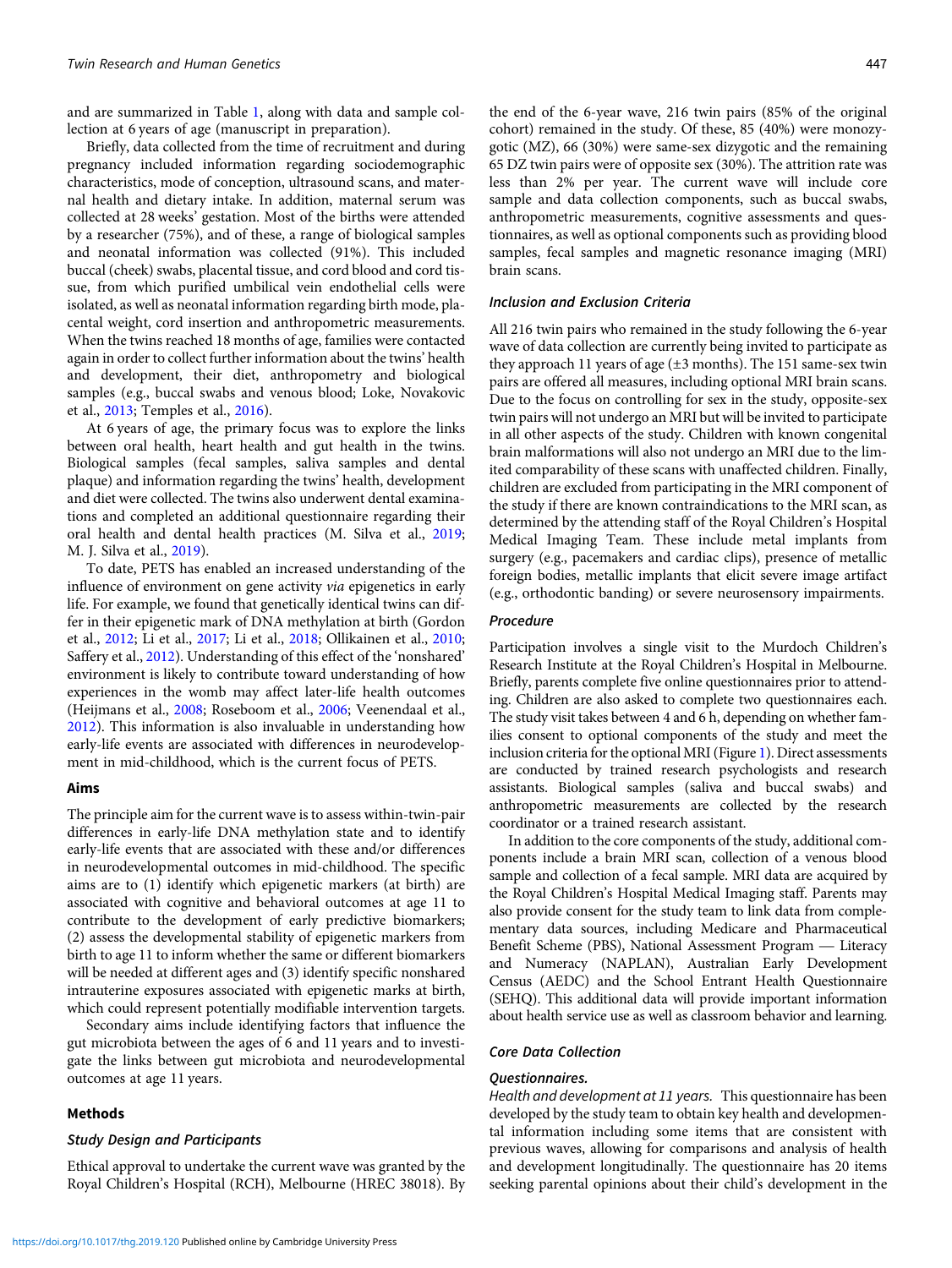and are summarized in Table 1, along with data and sample collection at 6 years of age (manuscript in preparation).

Briefly, data collected from the time of recruitment and during pregnancy included information regarding sociodemographic characteristics, mode of conception, ultrasound scans, and maternal health and dietary intake. In addition, maternal serum was collected at 28 weeks' gestation. Most of the births were attended by a researcher (75%), and of these, a range of biological samples and neonatal information was collected (91%). This included buccal (cheek) swabs, placental tissue, and cord blood and cord tissue, from which purified umbilical vein endothelial cells were isolated, as well as neonatal information regarding birth mode, placental weight, cord insertion and anthropometric measurements. When the twins reached 18 months of age, families were contacted again in order to collect further information about the twins' health and development, their diet, anthropometry and biological samples (e.g., buccal swabs and venous blood; Loke, Novakovic et al., 2013; Temples et al., 2016).

At 6 years of age, the primary focus was to explore the links between oral health, heart health and gut health in the twins. Biological samples (fecal samples, saliva samples and dental plaque) and information regarding the twins' health, development and diet were collected. The twins also underwent dental examinations and completed an additional questionnaire regarding their oral health and dental health practices (M. Silva et al., 2019; M. J. Silva et al., 2019).

To date, PETS has enabled an increased understanding of the influence of environment on gene activity *via* epigenetics in early life. For example, we found that genetically identical twins can differ in their epigenetic mark of DNA methylation at birth (Gordon et al., 2012; Li et al., 2017; Li et al., 2018; Ollikainen et al., 2010; Saffery et al., 2012). Understanding of this effect of the 'nonshared' environment is likely to contribute toward understanding of how experiences in the womb may affect later-life health outcomes (Heijmans et al., 2008; Roseboom et al., 2006; Veenendaal et al., 2012). This information is also invaluable in understanding how early-life events are associated with differences in neurodevelopment in mid-childhood, which is the current focus of PETS.

## Aims

The principle aim for the current wave is to assess within-twin-pair differences in early-life DNA methylation state and to identify early-life events that are associated with these and/or differences in neurodevelopmental outcomes in mid-childhood. The specific aims are to (1) identify which epigenetic markers (at birth) are associated with cognitive and behavioral outcomes at age 11 to contribute to the development of early predictive biomarkers; (2) assess the developmental stability of epigenetic markers from birth to age 11 to inform whether the same or different biomarkers will be needed at different ages and (3) identify specific nonshared intrauterine exposures associated with epigenetic marks at birth, which could represent potentially modifiable intervention targets.

Secondary aims include identifying factors that influence the gut microbiota between the ages of 6 and 11 years and to investigate the links between gut microbiota and neurodevelopmental outcomes at age 11 years.

## Methods

### Study Design and Participants

Ethical approval to undertake the current wave was granted by the Royal Children's Hospital (RCH), Melbourne (HREC 38018). By the end of the 6-year wave, 216 twin pairs (85% of the original cohort) remained in the study. Of these, 85 (40%) were monozygotic (MZ), 66 (30%) were same-sex dizygotic and the remaining 65 DZ twin pairs were of opposite sex (30%). The attrition rate was less than 2% per year. The current wave will include core sample and data collection components, such as buccal swabs, anthropometric measurements, cognitive assessments and questionnaires, as well as optional components such as providing blood samples, fecal samples and magnetic resonance imaging (MRI) brain scans.

### Inclusion and Exclusion Criteria

All 216 twin pairs who remained in the study following the 6-year wave of data collection are currently being invited to participate as they approach 11 years of age (±3 months). The 151 same-sex twin pairs are offered all measures, including optional MRI brain scans. Due to the focus on controlling for sex in the study, opposite-sex twin pairs will not undergo an MRI but will be invited to participate in all other aspects of the study. Children with known congenital brain malformations will also not undergo an MRI due to the limited comparability of these scans with unaffected children. Finally, children are excluded from participating in the MRI component of the study if there are known contraindications to the MRI scan, as determined by the attending staff of the Royal Children's Hospital Medical Imaging Team. These include metal implants from surgery (e.g., pacemakers and cardiac clips), presence of metallic foreign bodies, metallic implants that elicit severe image artifact (e.g., orthodontic banding) or severe neurosensory impairments.

### Procedure

Participation involves a single visit to the Murdoch Children's Research Institute at the Royal Children's Hospital in Melbourne. Briefly, parents complete five online questionnaires prior to attending. Children are also asked to complete two questionnaires each. The study visit takes between 4 and 6 h, depending on whether families consent to optional components of the study and meet the inclusion criteria for the optional MRI (Figure 1). Direct assessments are conducted by trained research psychologists and research assistants. Biological samples (saliva and buccal swabs) and anthropometric measurements are collected by the research coordinator or a trained research assistant.

In addition to the core components of the study, additional components include a brain MRI scan, collection of a venous blood sample and collection of a fecal sample. MRI data are acquired by the Royal Children's Hospital Medical Imaging staff. Parents may also provide consent for the study team to link data from complementary data sources, including Medicare and Pharmaceutical Benefit Scheme (PBS), National Assessment Program — Literacy and Numeracy (NAPLAN), Australian Early Development Census (AEDC) and the School Entrant Health Questionnaire (SEHQ). This additional data will provide important information about health service use as well as classroom behavior and learning.

### Core Data Collection

#### Questionnaires.

*Health and development at 11 years.* This questionnaire has been developed by the study team to obtain key health and developmental information including some items that are consistent with previous waves, allowing for comparisons and analysis of health and development longitudinally. The questionnaire has 20 items seeking parental opinions about their child's development in the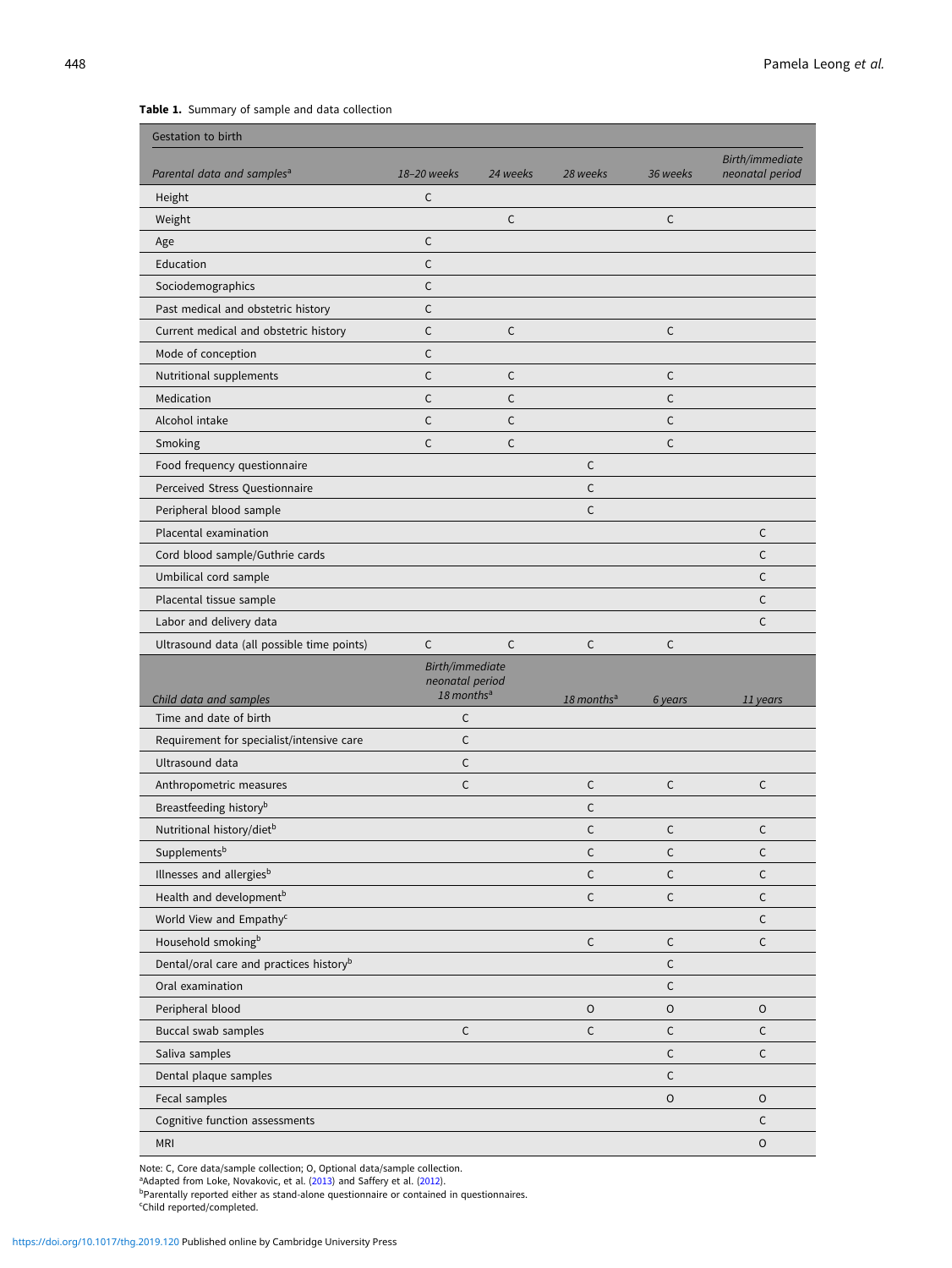**Table 1.** Summary of sample and data collection

| Parental data and samples[a] | Gestation to birth: 18–20 weeks | 24 weeks | 28 weeks | 36 weeks | Birth/immediate neonatal period |
|---|---|---|---|---|---|
| Height | C | | | | |
| Weight | | C | | C | |
| Age | C | | | | |
| Education | C | | | | |
| Sociodemographics | C | | | | |
| Past medical and obstetric history | C | | | | |
| Current medical and obstetric history | C | C | | C | |
| Mode of conception | C | | | | |
| Nutritional supplements | C | C | | C | |
| Medication | C | C | | C | |
| Alcohol intake | C | C | | C | |
| Smoking | C | C | | C | |
| Food frequency questionnaire | | | C | | |
| Perceived Stress Questionnaire | | | C | | |
| Peripheral blood sample | | | C | | |
| Placental examination | | | | | C |
| Cord blood sample/Guthrie cards | | | | | C |
| Umbilical cord sample | | | | | C |
| Placental tissue sample | | | | | C |
| Labor and delivery data | | | | | C |
| Ultrasound data (all possible time points) | C | C | C | C | |

| Child data and samples | Birth/immediate neonatal period 18 months[a] | 18 months[a] | 6 years | 11 years |
|---|---|---|---|---|
| Time and date of birth | C | | | |
| Requirement for specialist/intensive care | C | | | |
| Ultrasound data | C | | | |
| Anthropometric measures | C | C | C | C |
| Breastfeeding history[b] | | C | | |
| Nutritional history/diet[b] | | C | C | C |
| Supplements[b] | | C | C | C |
| Illnesses and allergies[b] | | C | C | C |
| Health and development[b] | | C | C | C |
| World View and Empathy[c] | | | | C |
| Household smoking[b] | | C | C | C |
| Dental/oral care and practices history[b] | | | C | |
| Oral examination | | | C | |
| Peripheral blood | | O | O | O |
| Buccal swab samples | C | C | C | C |
| Saliva samples | | | C | C |
| Dental plaque samples | | | C | |
| Fecal samples | | | O | O |
| Cognitive function assessments | | | | C |
| MRI | | | | O |

Note: C, Core data/sample collection; O, Optional data/sample collection.
[a]Adapted from Loke, Novakovic, et al. (2013) and Saffery et al. (2012).
[b]Parentally reported either as stand-alone questionnaire or contained in questionnaires.
[c]Child reported/completed.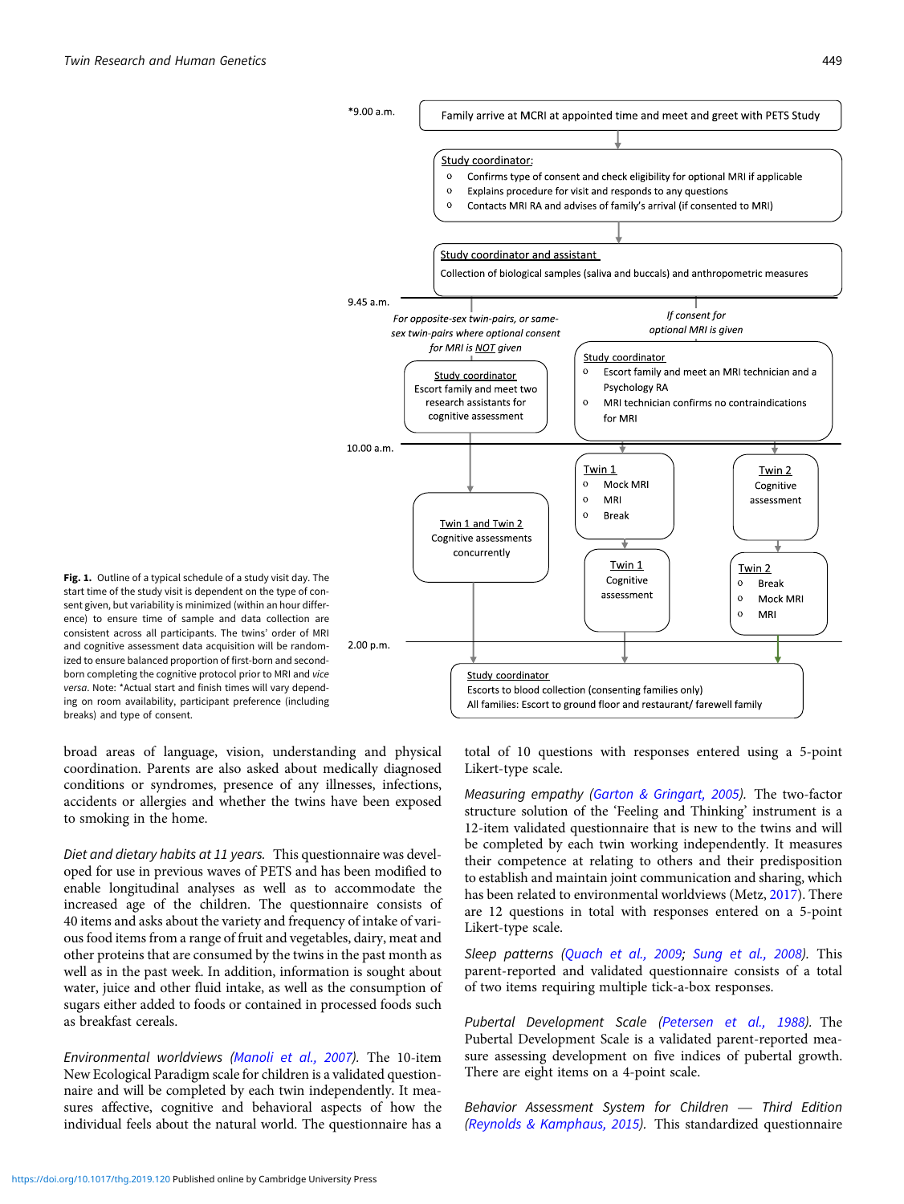*9.00 a.m.

Family arrive at MCRI at appointed time and meet and greet with PETS Study

**Study coordinator:**
- Confirms type of consent and check eligibility for optional MRI if applicable
- Explains procedure for visit and responds to any questions
- Contacts MRI RA and advises of family's arrival (if consented to MRI)

**Study coordinator and assistant**
Collection of biological samples (saliva and buccals) and anthropometric measures

9.45 a.m.

*For opposite-sex twin-pairs, or same-sex twin-pairs where optional consent for MRI is NOT given*

**Study coordinator**
Escort family and meet two research assistants for cognitive assessment

*If consent for optional MRI is given*

**Study coordinator**
- Escort family and meet an MRI technician and a Psychology RA
- MRI technician confirms no contraindications for MRI

10.00 a.m.

**Twin 1 and Twin 2**
Cognitive assessments concurrently

**Twin 1**
- Mock MRI
- MRI
- Break

**Twin 2**
Cognitive assessment

**Twin 1**
Cognitive assessment

**Twin 2**
- Break
- Mock MRI
- MRI

2.00 p.m.

**Study coordinator**
Escorts to blood collection (consenting families only)
All families: Escort to ground floor and restaurant/ farewell family

**Fig. 1.** Outline of a typical schedule of a study visit day. The start time of the study visit is dependent on the type of consent given, but variability is minimized (within an hour difference) to ensure time of sample and data collection are consistent across all participants. The twins' order of MRI and cognitive assessment data acquisition will be randomized to ensure balanced proportion of first-born and second-born completing the cognitive protocol prior to MRI and *vice versa*. Note: *Actual start and finish times will vary depending on room availability, participant preference (including breaks) and type of consent.

broad areas of language, vision, understanding and physical coordination. Parents are also asked about medically diagnosed conditions or syndromes, presence of any illnesses, infections, accidents or allergies and whether the twins have been exposed to smoking in the home.

*Diet and dietary habits at 11 years.* This questionnaire was developed for use in previous waves of PETS and has been modified to enable longitudinal analyses as well as to accommodate the increased age of the children. The questionnaire consists of 40 items and asks about the variety and frequency of intake of various food items from a range of fruit and vegetables, dairy, meat and other proteins that are consumed by the twins in the past month as well as in the past week. In addition, information is sought about water, juice and other fluid intake, as well as the consumption of sugars either added to foods or contained in processed foods such as breakfast cereals.

*Environmental worldviews (Manoli et al., 2007).* The 10-item New Ecological Paradigm scale for children is a validated questionnaire and will be completed by each twin independently. It measures affective, cognitive and behavioral aspects of how the individual feels about the natural world. The questionnaire has a total of 10 questions with responses entered using a 5-point Likert-type scale.

*Measuring empathy (Garton & Gringart, 2005).* The two-factor structure solution of the 'Feeling and Thinking' instrument is a 12-item validated questionnaire that is new to the twins and will be completed by each twin working independently. It measures their competence at relating to others and their predisposition to establish and maintain joint communication and sharing, which has been related to environmental worldviews (Metz, 2017). There are 12 questions in total with responses entered on a 5-point Likert-type scale.

*Sleep patterns (Quach et al., 2009; Sung et al., 2008).* This parent-reported and validated questionnaire consists of a total of two items requiring multiple tick-a-box responses.

*Pubertal Development Scale (Petersen et al., 1988).* The Pubertal Development Scale is a validated parent-reported measure assessing development on five indices of pubertal growth. There are eight items on a 4-point scale.

*Behavior Assessment System for Children — Third Edition (Reynolds & Kamphaus, 2015).* This standardized questionnaire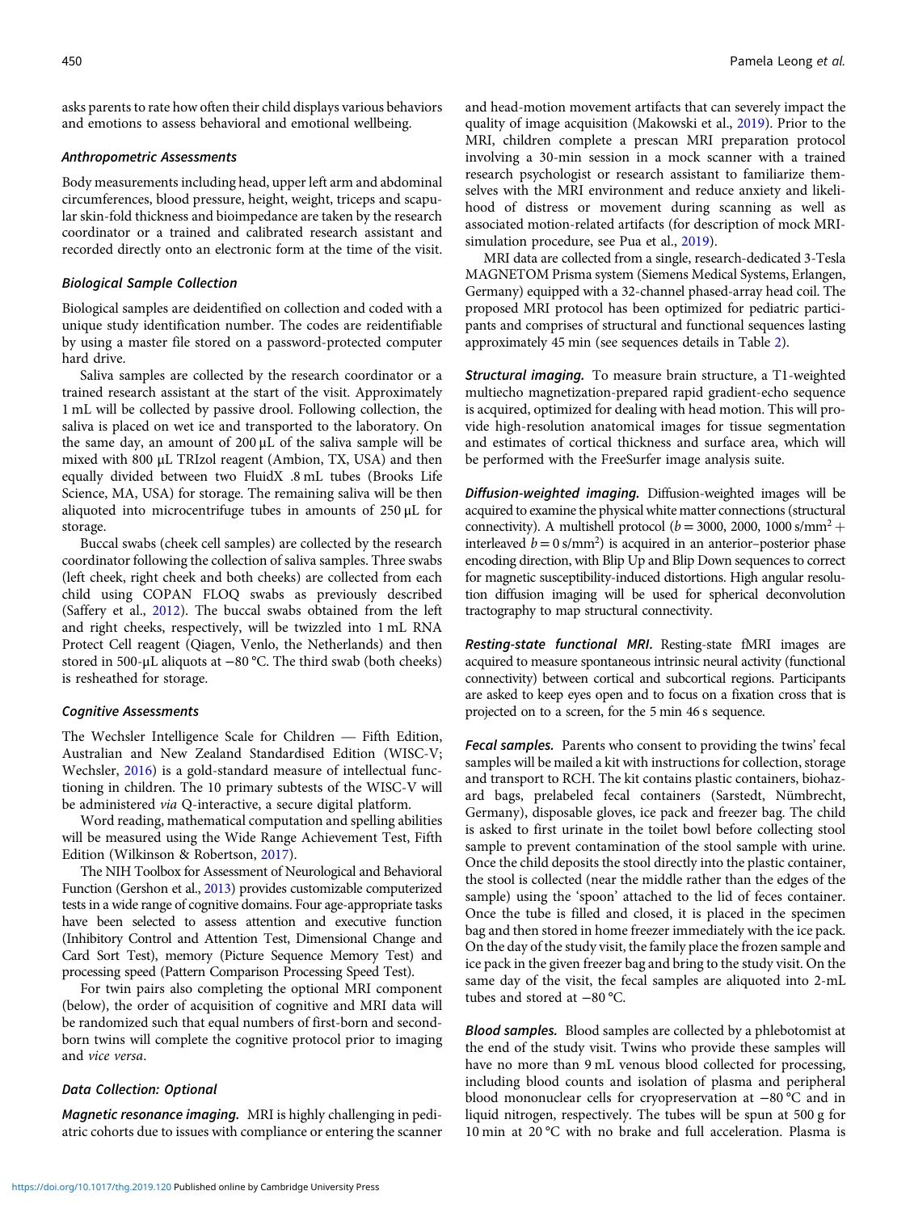asks parents to rate how often their child displays various behaviors and emotions to assess behavioral and emotional wellbeing.

#### Anthropometric Assessments

Body measurements including head, upper left arm and abdominal circumferences, blood pressure, height, weight, triceps and scapular skin-fold thickness and bioimpedance are taken by the research coordinator or a trained and calibrated research assistant and recorded directly onto an electronic form at the time of the visit.

#### Biological Sample Collection

Biological samples are deidentified on collection and coded with a unique study identification number. The codes are reidentifiable by using a master file stored on a password-protected computer hard drive.

Saliva samples are collected by the research coordinator or a trained research assistant at the start of the visit. Approximately 1 mL will be collected by passive drool. Following collection, the saliva is placed on wet ice and transported to the laboratory. On the same day, an amount of 200 µL of the saliva sample will be mixed with 800 µL TRIzol reagent (Ambion, TX, USA) and then equally divided between two FluidX .8 mL tubes (Brooks Life Science, MA, USA) for storage. The remaining saliva will be then aliquoted into microcentrifuge tubes in amounts of 250 µL for storage.

Buccal swabs (cheek cell samples) are collected by the research coordinator following the collection of saliva samples. Three swabs (left cheek, right cheek and both cheeks) are collected from each child using COPAN FLOQ swabs as previously described (Saffery et al., 2012). The buccal swabs obtained from the left and right cheeks, respectively, will be twizzled into 1 mL RNA Protect Cell reagent (Qiagen, Venlo, the Netherlands) and then stored in 500-µL aliquots at −80 °C. The third swab (both cheeks) is resheathed for storage.

#### Cognitive Assessments

The Wechsler Intelligence Scale for Children — Fifth Edition, Australian and New Zealand Standardised Edition (WISC-V; Wechsler, 2016) is a gold-standard measure of intellectual functioning in children. The 10 primary subtests of the WISC-V will be administered *via* Q-interactive, a secure digital platform.

Word reading, mathematical computation and spelling abilities will be measured using the Wide Range Achievement Test, Fifth Edition (Wilkinson & Robertson, 2017).

The NIH Toolbox for Assessment of Neurological and Behavioral Function (Gershon et al., 2013) provides customizable computerized tests in a wide range of cognitive domains. Four age-appropriate tasks have been selected to assess attention and executive function (Inhibitory Control and Attention Test, Dimensional Change and Card Sort Test), memory (Picture Sequence Memory Test) and processing speed (Pattern Comparison Processing Speed Test).

For twin pairs also completing the optional MRI component (below), the order of acquisition of cognitive and MRI data will be randomized such that equal numbers of first-born and second-born twins will complete the cognitive protocol prior to imaging and *vice versa*.

#### Data Collection: Optional

***Magnetic resonance imaging.*** MRI is highly challenging in pediatric cohorts due to issues with compliance or entering the scanner and head-motion movement artifacts that can severely impact the quality of image acquisition (Makowski et al., 2019). Prior to the MRI, children complete a prescan MRI preparation protocol involving a 30-min session in a mock scanner with a trained research psychologist or research assistant to familiarize themselves with the MRI environment and reduce anxiety and likelihood of distress or movement during scanning as well as associated motion-related artifacts (for description of mock MRI-simulation procedure, see Pua et al., 2019).

MRI data are collected from a single, research-dedicated 3-Tesla MAGNETOM Prisma system (Siemens Medical Systems, Erlangen, Germany) equipped with a 32-channel phased-array head coil. The proposed MRI protocol has been optimized for pediatric participants and comprises of structural and functional sequences lasting approximately 45 min (see sequences details in Table 2).

***Structural imaging.*** To measure brain structure, a T1-weighted multiecho magnetization-prepared rapid gradient-echo sequence is acquired, optimized for dealing with head motion. This will provide high-resolution anatomical images for tissue segmentation and estimates of cortical thickness and surface area, which will be performed with the FreeSurfer image analysis suite.

***Diffusion-weighted imaging.*** Diffusion-weighted images will be acquired to examine the physical white matter connections (structural connectivity). A multishell protocol ($b = 3000$, 2000, 1000 s/mm$^2$ + interleaved $b = 0$ s/mm$^2$) is acquired in an anterior–posterior phase encoding direction, with Blip Up and Blip Down sequences to correct for magnetic susceptibility-induced distortions. High angular resolution diffusion imaging will be used for spherical deconvolution tractography to map structural connectivity.

***Resting-state functional MRI.*** Resting-state fMRI images are acquired to measure spontaneous intrinsic neural activity (functional connectivity) between cortical and subcortical regions. Participants are asked to keep eyes open and to focus on a fixation cross that is projected on to a screen, for the 5 min 46 s sequence.

***Fecal samples.*** Parents who consent to providing the twins' fecal samples will be mailed a kit with instructions for collection, storage and transport to RCH. The kit contains plastic containers, biohazard bags, prelabeled fecal containers (Sarstedt, Nümbrecht, Germany), disposable gloves, ice pack and freezer bag. The child is asked to first urinate in the toilet bowl before collecting stool sample to prevent contamination of the stool sample with urine. Once the child deposits the stool directly into the plastic container, the stool is collected (near the middle rather than the edges of the sample) using the 'spoon' attached to the lid of feces container. Once the tube is filled and closed, it is placed in the specimen bag and then stored in home freezer immediately with the ice pack. On the day of the study visit, the family place the frozen sample and ice pack in the given freezer bag and bring to the study visit. On the same day of the visit, the fecal samples are aliquoted into 2-mL tubes and stored at −80 °C.

***Blood samples.*** Blood samples are collected by a phlebotomist at the end of the study visit. Twins who provide these samples will have no more than 9 mL venous blood collected for processing, including blood counts and isolation of plasma and peripheral blood mononuclear cells for cryopreservation at −80 °C and in liquid nitrogen, respectively. The tubes will be spun at 500 g for 10 min at 20 °C with no brake and full acceleration. Plasma is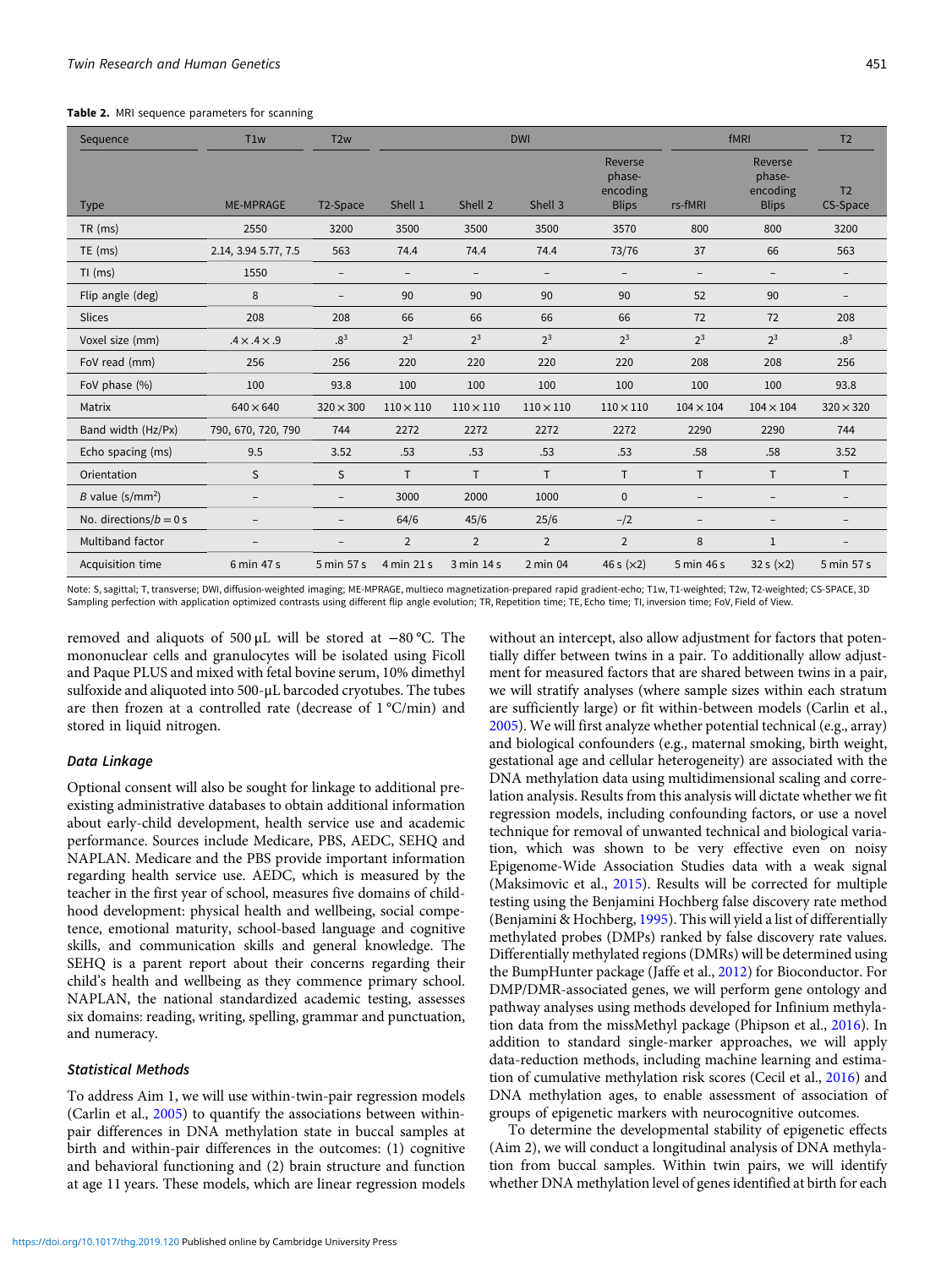**Table 2.** MRI sequence parameters for scanning

| Sequence | T1w | T2w | DWI | | | | fMRI | | T2 |
|---|---|---|---|---|---|---|---|---|---|
| Type | ME-MPRAGE | T2-Space | Shell 1 | Shell 2 | Shell 3 | Reverse phase-encoding Blips | rs-fMRI | Reverse phase-encoding Blips | T2 CS-Space |
| TR (ms) | 2550 | 3200 | 3500 | 3500 | 3500 | 3570 | 800 | 800 | 3200 |
| TE (ms) | 2.14, 3.94 5.77, 7.5 | 563 | 74.4 | 74.4 | 74.4 | 73/76 | 37 | 66 | 563 |
| TI (ms) | 1550 | – | – | – | – | – | – | – | – |
| Flip angle (deg) | 8 | – | 90 | 90 | 90 | 90 | 52 | 90 | – |
| Slices | 208 | 208 | 66 | 66 | 66 | 66 | 72 | 72 | 208 |
| Voxel size (mm) | .4 × .4 × .9 | $.8^3$ | $2^3$ | $2^3$ | $2^3$ | $2^3$ | $2^3$ | $2^3$ | $.8^3$ |
| FoV read (mm) | 256 | 256 | 220 | 220 | 220 | 220 | 208 | 208 | 256 |
| FoV phase (%) | 100 | 93.8 | 100 | 100 | 100 | 100 | 100 | 100 | 93.8 |
| Matrix | 640 × 640 | 320 × 300 | 110 × 110 | 110 × 110 | 110 × 110 | 110 × 110 | 104 × 104 | 104 × 104 | 320 × 320 |
| Band width (Hz/Px) | 790, 670, 720, 790 | 744 | 2272 | 2272 | 2272 | 2272 | 2290 | 2290 | 744 |
| Echo spacing (ms) | 9.5 | 3.52 | .53 | .53 | .53 | .53 | .58 | .58 | 3.52 |
| Orientation | S | S | T | T | T | T | T | T | T |
| *B* value (s/mm$^2$) | – | – | 3000 | 2000 | 1000 | 0 | – | – | – |
| No. directions/$b = 0$ s | – | – | 64/6 | 45/6 | 25/6 | –/2 | – | – | – |
| Multiband factor | – | – | 2 | 2 | 2 | 2 | 8 | 1 | – |
| Acquisition time | 6 min 47 s | 5 min 57 s | 4 min 21 s | 3 min 14 s | 2 min 04 | 46 s (×2) | 5 min 46 s | 32 s (×2) | 5 min 57 s |

Note: S, sagittal; T, transverse; DWI, diffusion-weighted imaging; ME-MPRAGE, multieco magnetization-prepared rapid gradient-echo; T1w, T1-weighted; T2w, T2-weighted; CS-SPACE, 3D Sampling perfection with application optimized contrasts using different flip angle evolution; TR, Repetition time; TE, Echo time; TI, inversion time; FoV, Field of View.

removed and aliquots of 500 μL will be stored at −80 °C. The mononuclear cells and granulocytes will be isolated using Ficoll and Paque PLUS and mixed with fetal bovine serum, 10% dimethyl sulfoxide and aliquoted into 500-μL barcoded cryotubes. The tubes are then frozen at a controlled rate (decrease of 1 °C/min) and stored in liquid nitrogen.

### Data Linkage

Optional consent will also be sought for linkage to additional pre-existing administrative databases to obtain additional information about early-child development, health service use and academic performance. Sources include Medicare, PBS, AEDC, SEHQ and NAPLAN. Medicare and the PBS provide important information regarding health service use. AEDC, which is measured by the teacher in the first year of school, measures five domains of childhood development: physical health and wellbeing, social competence, emotional maturity, school-based language and cognitive skills, and communication skills and general knowledge. The SEHQ is a parent report about their concerns regarding their child's health and wellbeing as they commence primary school. NAPLAN, the national standardized academic testing, assesses six domains: reading, writing, spelling, grammar and punctuation, and numeracy.

### Statistical Methods

To address Aim 1, we will use within-twin-pair regression models (Carlin et al., 2005) to quantify the associations between within-pair differences in DNA methylation state in buccal samples at birth and within-pair differences in the outcomes: (1) cognitive and behavioral functioning and (2) brain structure and function at age 11 years. These models, which are linear regression models without an intercept, also allow adjustment for factors that potentially differ between twins in a pair. To additionally allow adjustment for measured factors that are shared between twins in a pair, we will stratify analyses (where sample sizes within each stratum are sufficiently large) or fit within-between models (Carlin et al., 2005). We will first analyze whether potential technical (e.g., array) and biological confounders (e.g., maternal smoking, birth weight, gestational age and cellular heterogeneity) are associated with the DNA methylation data using multidimensional scaling and correlation analysis. Results from this analysis will dictate whether we fit regression models, including confounding factors, or use a novel technique for removal of unwanted technical and biological variation, which was shown to be very effective even on noisy Epigenome-Wide Association Studies data with a weak signal (Maksimovic et al., 2015). Results will be corrected for multiple testing using the Benjamini Hochberg false discovery rate method (Benjamini & Hochberg, 1995). This will yield a list of differentially methylated probes (DMPs) ranked by false discovery rate values. Differentially methylated regions (DMRs) will be determined using the BumpHunter package (Jaffe et al., 2012) for Bioconductor. For DMP/DMR-associated genes, we will perform gene ontology and pathway analyses using methods developed for Infinium methylation data from the missMethyl package (Phipson et al., 2016). In addition to standard single-marker approaches, we will apply data-reduction methods, including machine learning and estimation of cumulative methylation risk scores (Cecil et al., 2016) and DNA methylation ages, to enable assessment of association of groups of epigenetic markers with neurocognitive outcomes.

To determine the developmental stability of epigenetic effects (Aim 2), we will conduct a longitudinal analysis of DNA methylation from buccal samples. Within twin pairs, we will identify whether DNA methylation level of genes identified at birth for each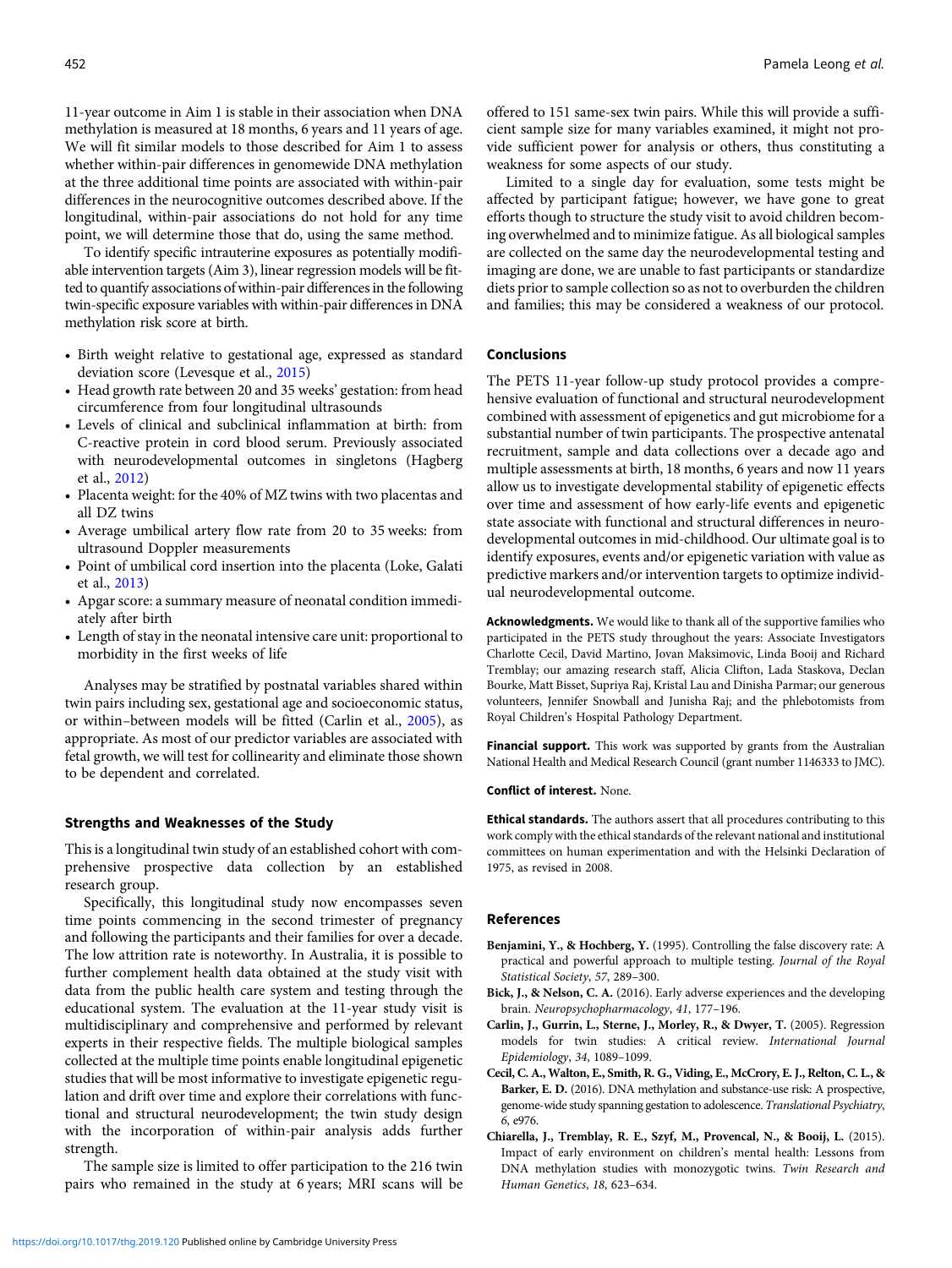11-year outcome in Aim 1 is stable in their association when DNA methylation is measured at 18 months, 6 years and 11 years of age. We will fit similar models to those described for Aim 1 to assess whether within-pair differences in genomewide DNA methylation at the three additional time points are associated with within-pair differences in the neurocognitive outcomes described above. If the longitudinal, within-pair associations do not hold for any time point, we will determine those that do, using the same method.

To identify specific intrauterine exposures as potentially modifiable intervention targets (Aim 3), linear regression models will be fitted to quantify associations of within-pair differences in the following twin-specific exposure variables with within-pair differences in DNA methylation risk score at birth.

- Birth weight relative to gestational age, expressed as standard deviation score (Levesque et al., 2015)
- Head growth rate between 20 and 35 weeks' gestation: from head circumference from four longitudinal ultrasounds
- Levels of clinical and subclinical inflammation at birth: from C-reactive protein in cord blood serum. Previously associated with neurodevelopmental outcomes in singletons (Hagberg et al., 2012)
- Placenta weight: for the 40% of MZ twins with two placentas and all DZ twins
- Average umbilical artery flow rate from 20 to 35 weeks: from ultrasound Doppler measurements
- Point of umbilical cord insertion into the placenta (Loke, Galati et al., 2013)
- Apgar score: a summary measure of neonatal condition immediately after birth
- Length of stay in the neonatal intensive care unit: proportional to morbidity in the first weeks of life

Analyses may be stratified by postnatal variables shared within twin pairs including sex, gestational age and socioeconomic status, or within–between models will be fitted (Carlin et al., 2005), as appropriate. As most of our predictor variables are associated with fetal growth, we will test for collinearity and eliminate those shown to be dependent and correlated.

### Strengths and Weaknesses of the Study

This is a longitudinal twin study of an established cohort with comprehensive prospective data collection by an established research group.

Specifically, this longitudinal study now encompasses seven time points commencing in the second trimester of pregnancy and following the participants and their families for over a decade. The low attrition rate is noteworthy. In Australia, it is possible to further complement health data obtained at the study visit with data from the public health care system and testing through the educational system. The evaluation at the 11-year study visit is multidisciplinary and comprehensive and performed by relevant experts in their respective fields. The multiple biological samples collected at the multiple time points enable longitudinal epigenetic studies that will be most informative to investigate epigenetic regulation and drift over time and explore their correlations with functional and structural neurodevelopment; the twin study design with the incorporation of within-pair analysis adds further strength.

The sample size is limited to offer participation to the 216 twin pairs who remained in the study at 6 years; MRI scans will be offered to 151 same-sex twin pairs. While this will provide a sufficient sample size for many variables examined, it might not provide sufficient power for analysis or others, thus constituting a weakness for some aspects of our study.

Limited to a single day for evaluation, some tests might be affected by participant fatigue; however, we have gone to great efforts though to structure the study visit to avoid children becoming overwhelmed and to minimize fatigue. As all biological samples are collected on the same day the neurodevelopmental testing and imaging are done, we are unable to fast participants or standardize diets prior to sample collection so as not to overburden the children and families; this may be considered a weakness of our protocol.

## Conclusions

The PETS 11-year follow-up study protocol provides a comprehensive evaluation of functional and structural neurodevelopment combined with assessment of epigenetics and gut microbiome for a substantial number of twin participants. The prospective antenatal recruitment, sample and data collections over a decade ago and multiple assessments at birth, 18 months, 6 years and now 11 years allow us to investigate developmental stability of epigenetic effects over time and assessment of how early-life events and epigenetic state associate with functional and structural differences in neurodevelopmental outcomes in mid-childhood. Our ultimate goal is to identify exposures, events and/or epigenetic variation with value as predictive markers and/or intervention targets to optimize individual neurodevelopmental outcome.

**Acknowledgments.** We would like to thank all of the supportive families who participated in the PETS study throughout the years: Associate Investigators Charlotte Cecil, David Martino, Jovan Maksimovic, Linda Booij and Richard Tremblay; our amazing research staff, Alicia Clifton, Lada Staskova, Declan Bourke, Matt Bisset, Supriya Raj, Kristal Lau and Dinisha Parmar; our generous volunteers, Jennifer Snowball and Junisha Raj; and the phlebotomists from Royal Children's Hospital Pathology Department.

**Financial support.** This work was supported by grants from the Australian National Health and Medical Research Council (grant number 1146333 to JMC).

**Conflict of interest.** None.

**Ethical standards.** The authors assert that all procedures contributing to this work comply with the ethical standards of the relevant national and institutional committees on human experimentation and with the Helsinki Declaration of 1975, as revised in 2008.

## References

**Benjamini, Y., & Hochberg, Y.** (1995). Controlling the false discovery rate: A practical and powerful approach to multiple testing. *Journal of the Royal Statistical Society*, *57*, 289–300.

**Bick, J., & Nelson, C. A.** (2016). Early adverse experiences and the developing brain. *Neuropsychopharmacology*, *41*, 177–196.

**Carlin, J., Gurrin, L., Sterne, J., Morley, R., & Dwyer, T.** (2005). Regression models for twin studies: A critical review. *International Journal Epidemiology*, *34*, 1089–1099.

**Cecil, C. A., Walton, E., Smith, R. G., Viding, E., McCrory, E. J., Relton, C. L., & Barker, E. D.** (2016). DNA methylation and substance-use risk: A prospective, genome-wide study spanning gestation to adolescence. *Translational Psychiatry*, *6*, e976.

**Chiarella, J., Tremblay, R. E., Szyf, M., Provencal, N., & Booij, L.** (2015). Impact of early environment on children's mental health: Lessons from DNA methylation studies with monozygotic twins. *Twin Research and Human Genetics*, *18*, 623–634.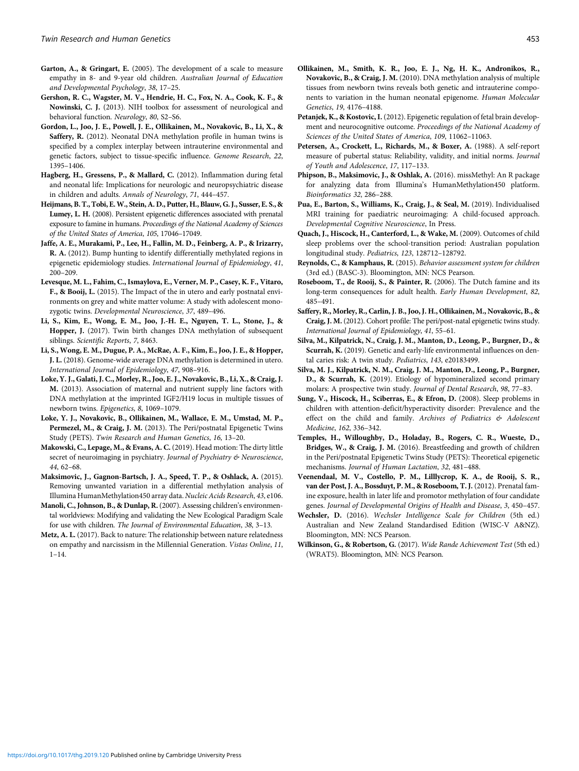**Garton, A., & Gringart, E.** (2005). The development of a scale to measure empathy in 8- and 9-year old children. *Australian Journal of Education and Developmental Psychology*, *38*, 17–25.

**Gershon, R. C., Wagster, M. V., Hendrie, H. C., Fox, N. A., Cook, K. F., & Nowinski, C. J.** (2013). NIH toolbox for assessment of neurological and behavioral function. *Neurology*, *80*, S2–S6.

**Gordon, L., Joo, J. E., Powell, J. E., Ollikainen, M., Novakovic, B., Li, X., & Saffery, R.** (2012). Neonatal DNA methylation profile in human twins is specified by a complex interplay between intrauterine environmental and genetic factors, subject to tissue-specific influence. *Genome Research*, *22*, 1395–1406.

**Hagberg, H., Gressens, P., & Mallard, C.** (2012). Inflammation during fetal and neonatal life: Implications for neurologic and neuropsychiatric disease in children and adults. *Annals of Neurology*, *71*, 444–457.

**Heijmans, B. T., Tobi, E. W., Stein, A. D., Putter, H., Blauw, G. J., Susser, E. S., & Lumey, L. H.** (2008). Persistent epigenetic differences associated with prenatal exposure to famine in humans. *Proceedings of the National Academy of Sciences of the United States of America*, *105*, 17046–17049.

**Jaffe, A. E., Murakami, P., Lee, H., Fallin, M. D., Feinberg, A. P., & Irizarry, R. A.** (2012). Bump hunting to identify differentially methylated regions in epigenetic epidemiology studies. *International Journal of Epidemiology*, *41*, 200–209.

**Levesque, M. L., Fahim, C., Ismaylova, E., Verner, M. P., Casey, K. F., Vitaro, F., & Booij, L.** (2015). The Impact of the in utero and early postnatal environments on grey and white matter volume: A study with adolescent monozygotic twins. *Developmental Neuroscience*, *37*, 489–496.

**Li, S., Kim, E., Wong, E. M., Joo, J.-H. E., Nguyen, T. L., Stone, J., & Hopper, J.** (2017). Twin birth changes DNA methylation of subsequent siblings. *Scientific Reports*, *7*, 8463.

**Li, S., Wong, E. M., Dugue, P. A., McRae, A. F., Kim, E., Joo, J. E., & Hopper, J. L.** (2018). Genome-wide average DNA methylation is determined in utero. *International Journal of Epidemiology*, *47*, 908–916.

**Loke, Y. J., Galati, J. C., Morley, R., Joo, E. J., Novakovic, B., Li, X., & Craig, J. M.** (2013). Association of maternal and nutrient supply line factors with DNA methylation at the imprinted IGF2/H19 locus in multiple tissues of newborn twins. *Epigenetics*, *8*, 1069–1079.

**Loke, Y. J., Novakovic, B., Ollikainen, M., Wallace, E. M., Umstad, M. P., Permezel, M., & Craig, J. M.** (2013). The Peri/postnatal Epigenetic Twins Study (PETS). *Twin Research and Human Genetics*, *16*, 13–20.

**Makowski, C., Lepage, M., & Evans, A. C.** (2019). Head motion: The dirty little secret of neuroimaging in psychiatry. *Journal of Psychiatry & Neuroscience*, *44*, 62–68.

**Maksimovic, J., Gagnon-Bartsch, J. A., Speed, T. P., & Oshlack, A.** (2015). Removing unwanted variation in a differential methylation analysis of Illumina HumanMethylation450 array data. *Nucleic Acids Research*, *43*, e106.

**Manoli, C., Johnson, B., & Dunlap, R.** (2007). Assessing children's environmental worldviews: Modifying and validating the New Ecological Paradigm Scale for use with children. *The Journal of Environmental Education*, *38*, 3–13.

**Metz, A. L.** (2017). Back to nature: The relationship between nature relatedness on empathy and narcissism in the Millennial Generation. *Vistas Online*, *11*, 1–14.

**Ollikainen, M., Smith, K. R., Joo, E. J., Ng, H. K., Andronikos, R., Novakovic, B., & Craig, J. M.** (2010). DNA methylation analysis of multiple tissues from newborn twins reveals both genetic and intrauterine components to variation in the human neonatal epigenome. *Human Molecular Genetics*, *19*, 4176–4188.

**Petanjek, K., & Kostovic, I.** (2012). Epigenetic regulation of fetal brain development and neurocognitive outcome. *Proceedings of the National Academy of Sciences of the United States of America*, *109*, 11062–11063.

**Petersen, A., Crockett, L., Richards, M., & Boxer, A.** (1988). A self-report measure of pubertal status: Reliability, validity, and initial norms. *Journal of Youth and Adolescence*, *17*, 117–133.

**Phipson, B., Maksimovic, J., & Oshlak, A.** (2016). missMethyl: An R package for analyzing data from Illumina's HumanMethylation450 platform. *Bioinformatics 32*, 286–288.

**Pua, E., Barton, S., Williams, K., Craig, J., & Seal, M.** (2019). Individualised MRI training for paediatric neuroimaging: A child-focused approach. *Developmental Cognitive Neuroscience*, In Press.

**Quach, J., Hiscock, H., Canterford, L., & Wake, M.** (2009). Outcomes of child sleep problems over the school-transition period: Australian population longitudinal study. *Pediatrics*, *123*, 128712–128792.

**Reynolds, C., & Kamphaus, R.** (2015). *Behavior assessment system for children* (3rd ed.) (BASC-3). Bloomington, MN: NCS Pearson.

**Roseboom, T., de Rooij, S., & Painter, R.** (2006). The Dutch famine and its long-term consequences for adult health. *Early Human Development*, *82*, 485–491.

**Saffery, R., Morley, R., Carlin, J. B., Joo, J. H., Ollikainen, M., Novakovic, B., & Craig, J. M.** (2012). Cohort profile: The peri/post-natal epigenetic twins study. *International Journal of Epidemiology*, *41*, 55–61.

**Silva, M., Kilpatrick, N., Craig, J. M., Manton, D., Leong, P., Burgner, D., & Scurrah, K.** (2019). Genetic and early-life environmental influences on dental caries risk: A twin study. *Pediatrics*, *143*, e20183499.

**Silva, M. J., Kilpatrick, N. M., Craig, J. M., Manton, D., Leong, P., Burgner, D., & Scurrah, K.** (2019). Etiology of hypomineralized second primary molars: A prospective twin study. *Journal of Dental Research*, *98*, 77–83.

**Sung, V., Hiscock, H., Sciberras, E., & Efron, D.** (2008). Sleep problems in children with attention-deficit/hyperactivity disorder: Prevalence and the effect on the child and family. *Archives of Pediatrics & Adolescent Medicine*, *162*, 336–342.

**Temples, H., Willoughby, D., Holaday, B., Rogers, C. R., Wueste, D., Bridges, W., & Craig, J. M.** (2016). Breastfeeding and growth of children in the Peri/postnatal Epigenetic Twins Study (PETS): Theoretical epigenetic mechanisms. *Journal of Human Lactation*, *32*, 481–488.

**Veenendaal, M. V., Costello, P. M., Lilllycrop, K. A., de Rooij, S. R., van der Post, J. A., Bossduyt, P. M., & Roseboom, T. J.** (2012). Prenatal famine exposure, health in later life and promotor methylation of four candidate genes. *Journal of Developmental Origins of Health and Disease*, *3*, 450–457.

**Wechsler, D.** (2016). *Wechsler Intelligence Scale for Children* (5th ed.) Australian and New Zealand Standardised Edition (WISC-V A&NZ). Bloomington, MN: NCS Pearson.

**Wilkinson, G., & Robertson, G.** (2017). *Wide Rande Achievement Test* (5th ed.) (WRAT5). Bloomington, MN: NCS Pearson.